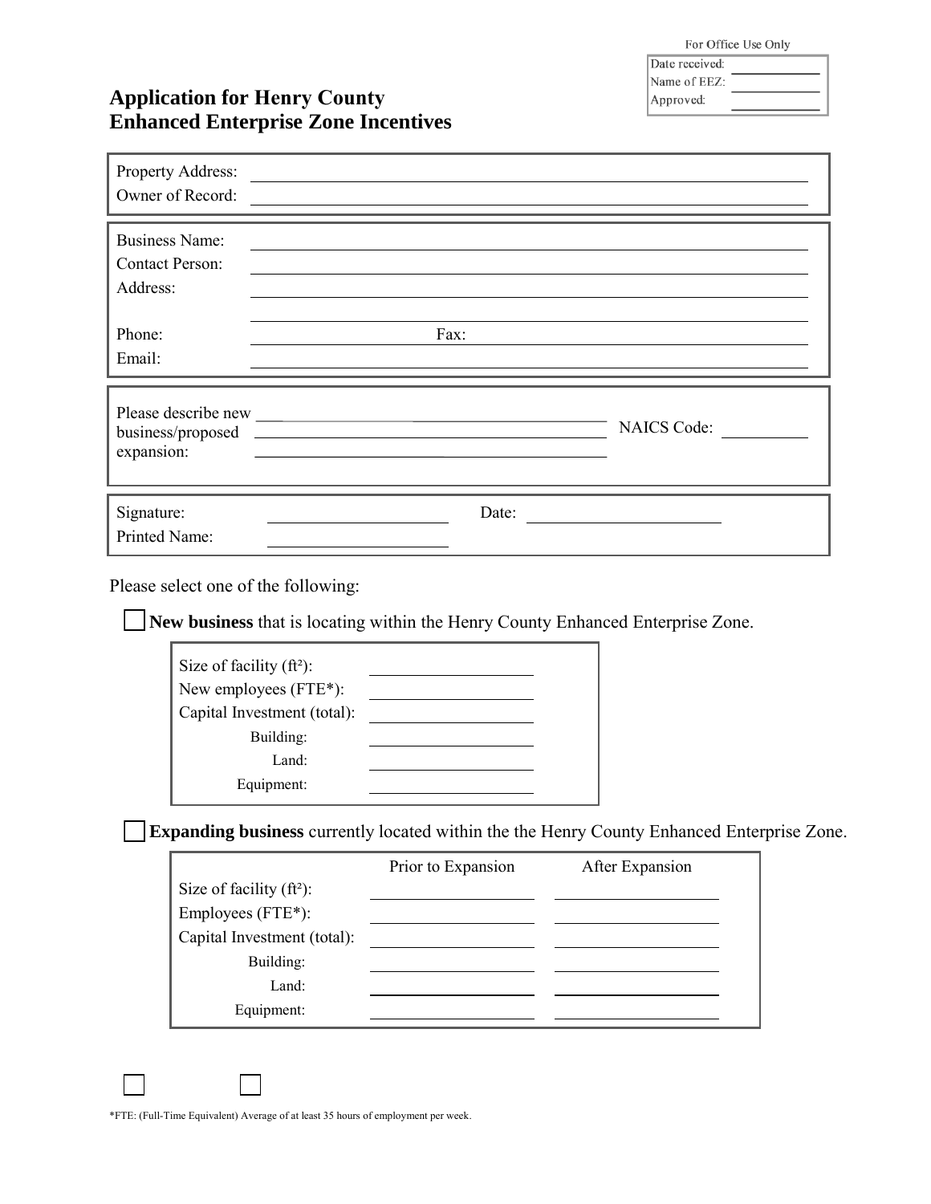For Office Use Only

| | |
|---|---|
| Date received: | |
| Name of EEZ: | |
| Approved: | |

# Application for Henry County Enhanced Enterprise Zone Incentives

Property Address: ______________________________

Owner of Record: ______________________________

Business Name: ______________________________

Contact Person: ______________________________

Address: ______________________________

______________________________

Phone: ______________ Fax: ______________

Email: ______________________________

Please describe new business/proposed expansion: ______________________________ NAICS Code: __________

Signature: ______________ Date: ______________

Printed Name: ______________

Please select one of the following:

☐ **New business** that is locating within the Henry County Enhanced Enterprise Zone.

| | |
|---|---|
| Size of facility (ft²): | |
| New employees (FTE*): | |
| Capital Investment (total): | |
| Building: | |
| Land: | |
| Equipment: | |

☐ **Expanding business** currently located within the the Henry County Enhanced Enterprise Zone.

| | Prior to Expansion | After Expansion |
|---|---|---|
| Size of facility (ft²): | | |
| Employees (FTE*): | | |
| Capital Investment (total): | | |
| Building: | | |
| Land: | | |
| Equipment: | | |

☐ ☐

*FTE: (Full-Time Equivalent) Average of at least 35 hours of employment per week.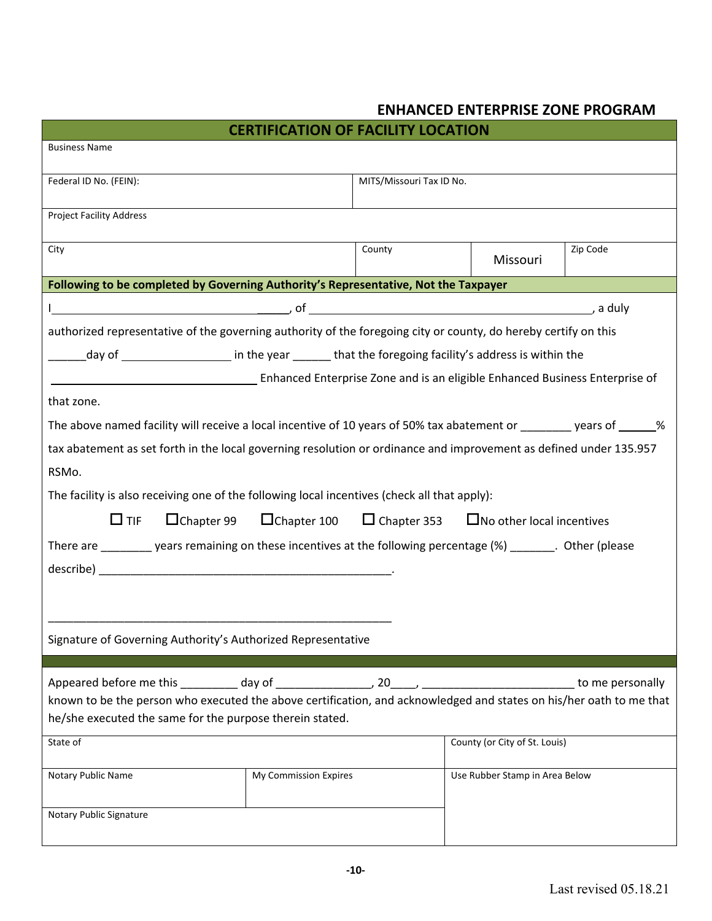## ENHANCED ENTERPRISE ZONE PROGRAM

### CERTIFICATION OF FACILITY LOCATION

| | | | |
|---|---|---|---|
| Business Name | | | |
| Federal ID No. (FEIN): | MITS/Missouri Tax ID No. | | |
| Project Facility Address | | | |
| City | County | Missouri | Zip Code |

**Following to be completed by Governing Authority's Representative, Not the Taxpayer**

I \_\_\_\_\_\_\_\_\_\_\_\_\_\_\_\_\_\_\_\_\_\_\_\_\_\_\_\_\_\_\_\_\_\_\_\_\_\_\_\_\_, of \_\_\_\_\_\_\_\_\_\_\_\_\_\_\_\_\_\_\_\_\_\_\_\_\_\_\_\_\_\_\_\_\_\_\_\_\_\_\_\_\_\_\_\_\_\_\_\_\_\_, a duly authorized representative of the governing authority of the foregoing city or county, do hereby certify on this \_\_\_\_\_\_day of \_\_\_\_\_\_\_\_\_\_\_\_\_\_\_\_\_ in the year \_\_\_\_\_\_ that the foregoing facility's address is within the \_\_\_\_\_\_\_\_\_\_\_\_\_\_\_\_\_\_\_\_\_\_\_\_\_\_\_\_\_\_\_\_\_\_\_ Enhanced Enterprise Zone and is an eligible Enhanced Business Enterprise of that zone.

The above named facility will receive a local incentive of 10 years of 50% tax abatement or \_\_\_\_\_\_\_\_ years of \_\_\_\_\_\_% tax abatement as set forth in the local governing resolution or ordinance and improvement as defined under 135.957 RSMo.

The facility is also receiving one of the following local incentives (check all that apply):

☐ TIF ☐ Chapter 99 ☐ Chapter 100 ☐ Chapter 353 ☐ No other local incentives

There are \_\_\_\_\_\_\_\_ years remaining on these incentives at the following percentage (%) \_\_\_\_\_\_\_. Other (please describe) \_\_\_\_\_\_\_\_\_\_\_\_\_\_\_\_\_\_\_\_\_\_\_\_\_\_\_\_\_\_\_\_\_\_\_\_\_\_\_\_\_\_\_\_\_\_\_\_\_.

\_\_\_\_\_\_\_\_\_\_\_\_\_\_\_\_\_\_\_\_\_\_\_\_\_\_\_\_\_\_\_\_\_\_\_\_\_\_\_\_\_\_\_\_\_\_\_\_\_\_\_\_\_\_\_\_\_

Signature of Governing Authority's Authorized Representative

Appeared before me this \_\_\_\_\_\_\_\_\_ day of \_\_\_\_\_\_\_\_\_\_\_\_\_\_\_, 20\_\_\_\_, \_\_\_\_\_\_\_\_\_\_\_\_\_\_\_\_\_\_\_\_\_\_\_\_ to me personally known to be the person who executed the above certification, and acknowledged and states on his/her oath to me that he/she executed the same for the purpose therein stated.

| | | |
|---|---|---|
| State of | | County (or City of St. Louis) |
| Notary Public Name | My Commission Expires | Use Rubber Stamp in Area Below |
| Notary Public Signature | | |

Last revised 05.18.21